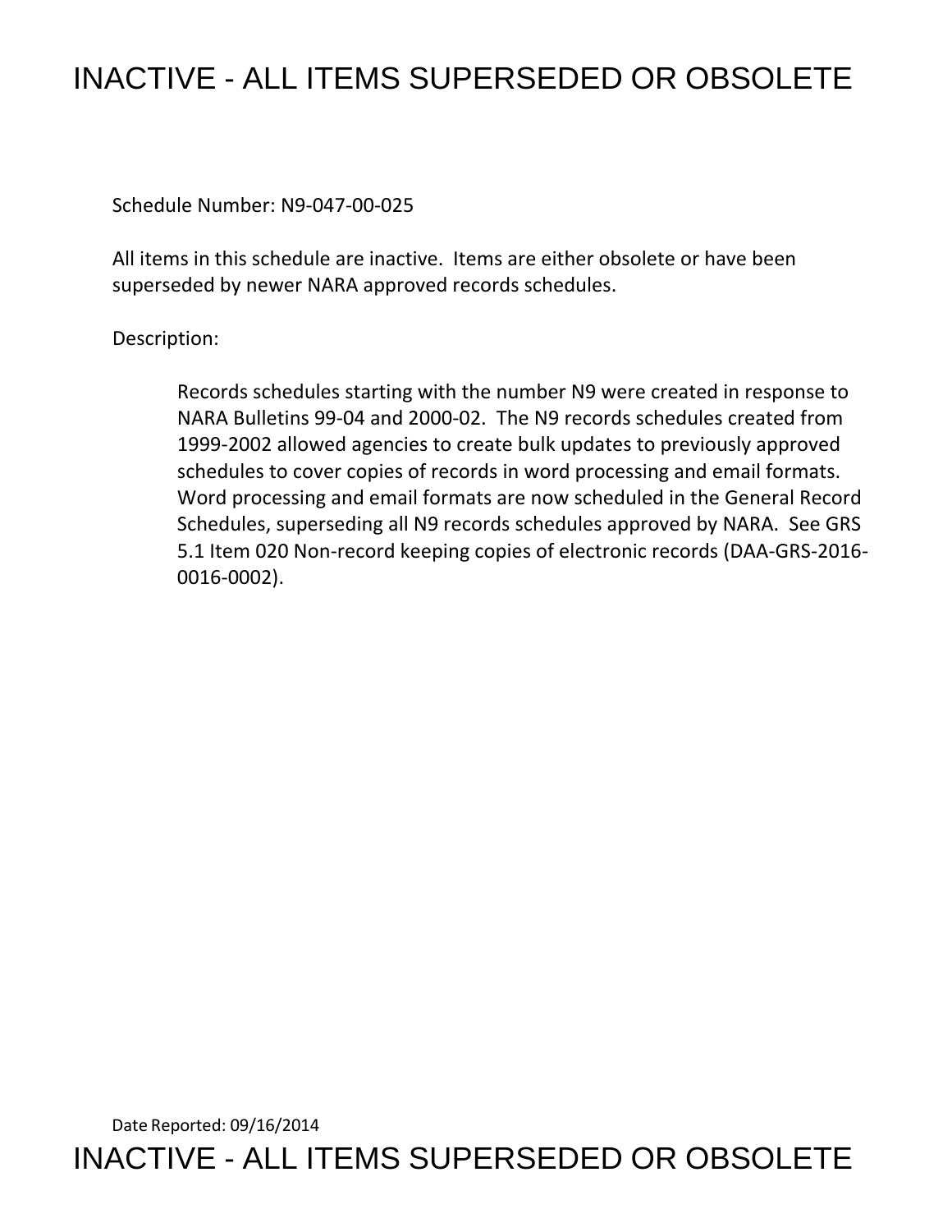# INACTIVE - ALL ITEMS SUPERSEDED OR OBSOLETE

Schedule Number: N9-047-00-025

All items in this schedule are inactive. Items are either obsolete or have been superseded by newer NARA approved records schedules.

Description:

> Records schedules starting with the number N9 were created in response to NARA Bulletins 99-04 and 2000-02. The N9 records schedules created from 1999-2002 allowed agencies to create bulk updates to previously approved schedules to cover copies of records in word processing and email formats. Word processing and email formats are now scheduled in the General Record Schedules, superseding all N9 records schedules approved by NARA. See GRS 5.1 Item 020 Non-record keeping copies of electronic records (DAA-GRS-2016-0016-0002).

Date Reported: 09/16/2014

INACTIVE - ALL ITEMS SUPERSEDED OR OBSOLETE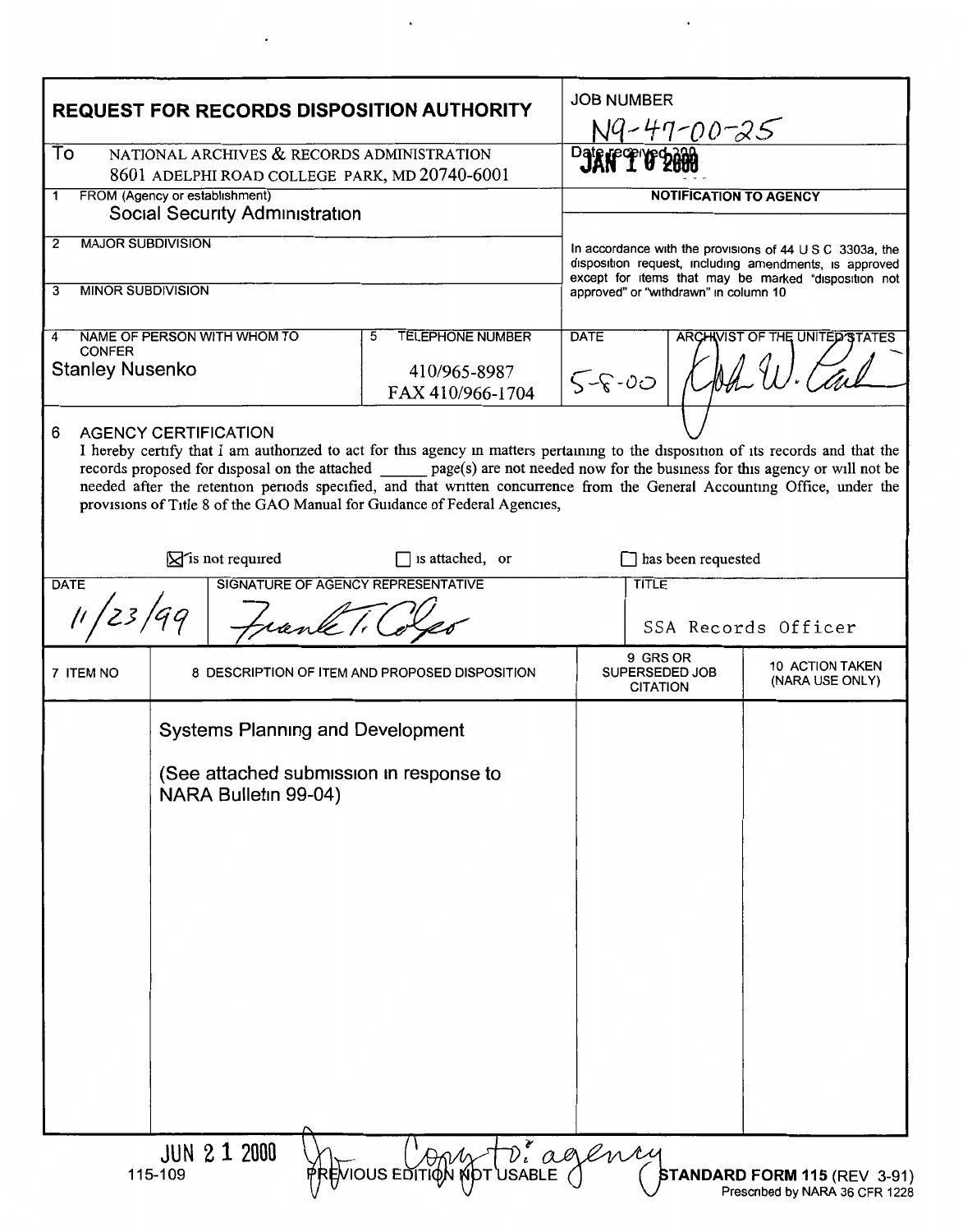# REQUEST FOR RECORDS DISPOSITION AUTHORITY

**JOB NUMBER** N9-47-00-25

**To** NATIONAL ARCHIVES & RECORDS ADMINISTRATION
8601 ADELPHI ROAD COLLEGE PARK, MD 20740-6001

**Date received** JAN 10 2000

**1 FROM (Agency or establishment)**
Social Security Administration

**2 MAJOR SUBDIVISION**

**3 MINOR SUBDIVISION**

**NOTIFICATION TO AGENCY**

In accordance with the provisions of 44 U S C 3303a, the disposition request, including amendments, is approved except for items that may be marked "disposition not approved" or "withdrawn" in column 10

**4 NAME OF PERSON WITH WHOM TO CONFER**
Stanley Nusenko

**5 TELEPHONE NUMBER**
410/965-8987
FAX 410/966-1704

**DATE** 5-8-00

**ARCHIVIST OF THE UNITED STATES** [signature]

**6 AGENCY CERTIFICATION**

I hereby certify that I am authorized to act for this agency in matters pertaining to the disposition of its records and that the records proposed for disposal on the attached ______ page(s) are not needed now for the business for this agency or will not be needed after the retention periods specified, and that written concurrence from the General Accounting Office, under the provisions of Title 8 of the GAO Manual for Guidance of Federal Agencies,

☒ is not required ☐ is attached, or ☐ has been requested

| DATE | SIGNATURE OF AGENCY REPRESENTATIVE | TITLE |
|---|---|---|
| 11/23/99 | [signature] | SSA Records Officer |

| 7 ITEM NO | 8 DESCRIPTION OF ITEM AND PROPOSED DISPOSITION | 9 GRS OR SUPERSEDED JOB CITATION | 10 ACTION TAKEN (NARA USE ONLY) |
|---|---|---|---|
| | Systems Planning and Development<br><br>(See attached submission in response to NARA Bulletin 99-04) | | |

JUN 21 2000 Copy to agency

115-109 PREVIOUS EDITION NOT USABLE **STANDARD FORM 115** (REV 3-91)
Prescribed by NARA 36 CFR 1228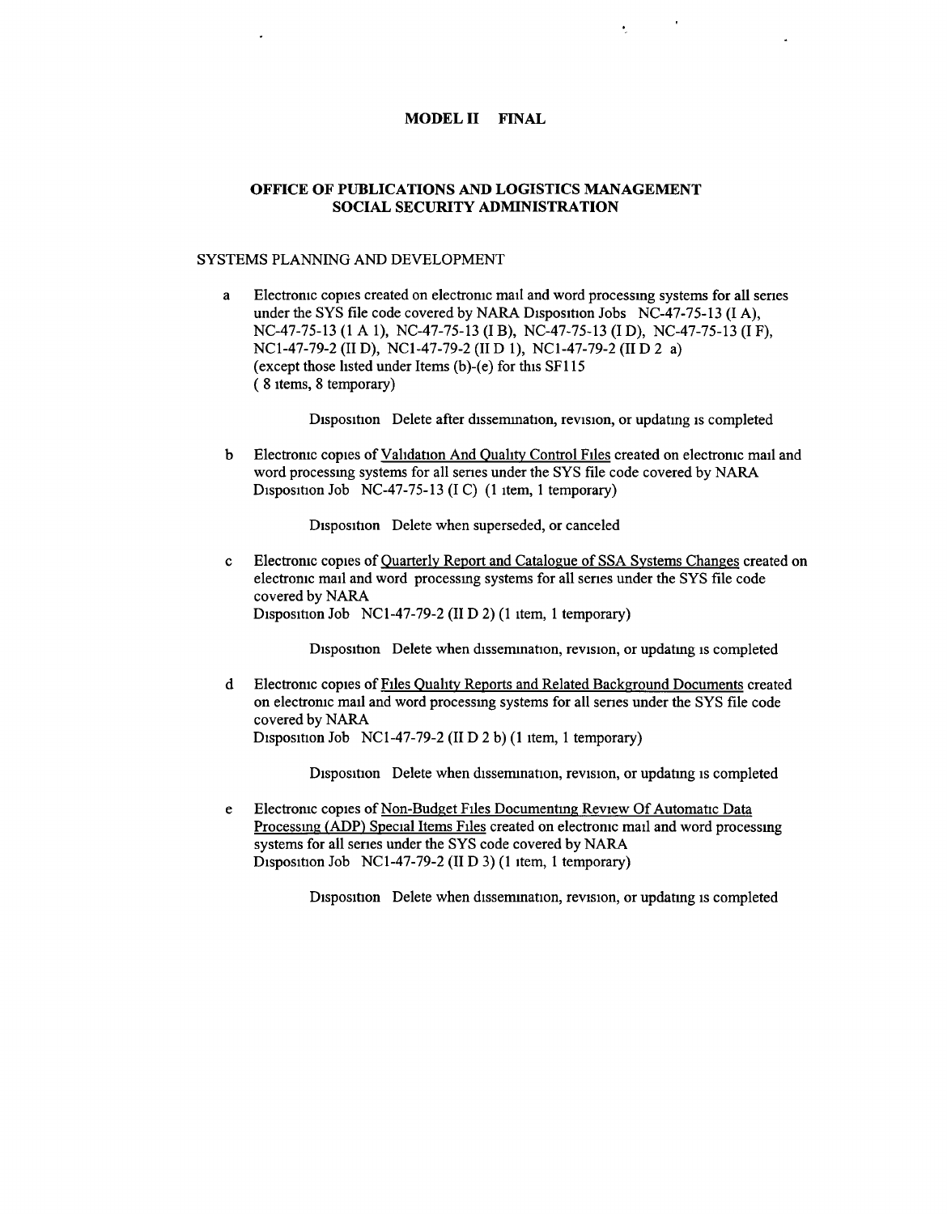**MODEL II FINAL**

**OFFICE OF PUBLICATIONS AND LOGISTICS MANAGEMENT SOCIAL SECURITY ADMINISTRATION**

SYSTEMS PLANNING AND DEVELOPMENT

a Electronic copies created on electronic mail and word processing systems for all series under the SYS file code covered by NARA Disposition Jobs NC-47-75-13 (I A), NC-47-75-13 (1 A 1), NC-47-75-13 (I B), NC-47-75-13 (I D), NC-47-75-13 (I F), NC1-47-79-2 (II D), NC1-47-79-2 (II D 1), NC1-47-79-2 (II D 2 a) (except those listed under Items (b)-(e) for this SF115 ( 8 items, 8 temporary)

Disposition Delete after dissemination, revision, or updating is completed

b Electronic copies of Validation And Quality Control Files created on electronic mail and word processing systems for all series under the SYS file code covered by NARA Disposition Job NC-47-75-13 (I C) (1 item, 1 temporary)

Disposition Delete when superseded, or canceled

c Electronic copies of Quarterly Report and Catalogue of SSA Systems Changes created on electronic mail and word processing systems for all series under the SYS file code covered by NARA Disposition Job NC1-47-79-2 (II D 2) (1 item, 1 temporary)

Disposition Delete when dissemination, revision, or updating is completed

d Electronic copies of Files Quality Reports and Related Background Documents created on electronic mail and word processing systems for all series under the SYS file code covered by NARA Disposition Job NC1-47-79-2 (II D 2 b) (1 item, 1 temporary)

Disposition Delete when dissemination, revision, or updating is completed

e Electronic copies of Non-Budget Files Documenting Review Of Automatic Data Processing (ADP) Special Items Files created on electronic mail and word processing systems for all series under the SYS code covered by NARA Disposition Job NC1-47-79-2 (II D 3) (1 item, 1 temporary)

Disposition Delete when dissemination, revision, or updating is completed